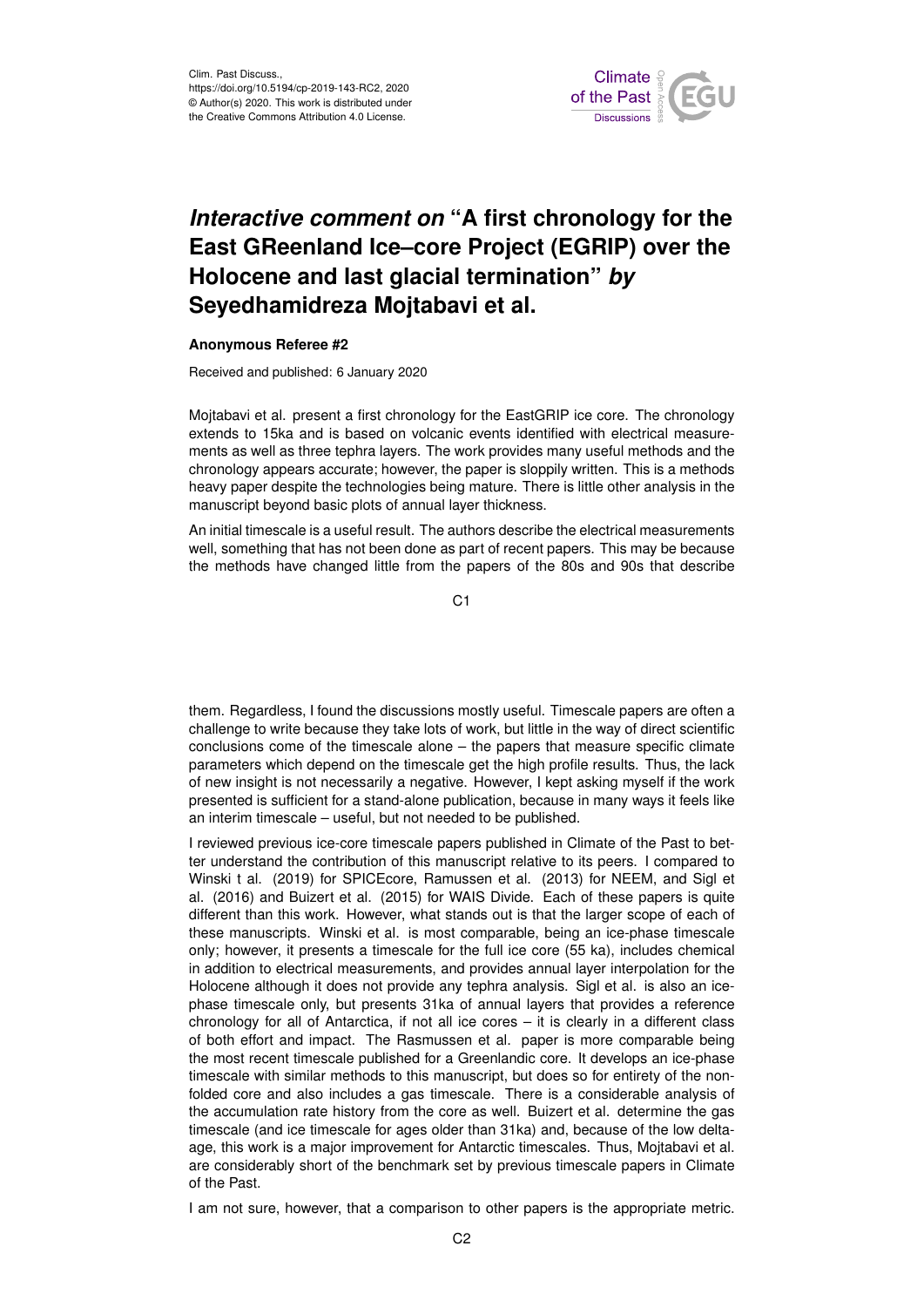Clim. Past Discuss.,
https://doi.org/10.5194/cp-2019-143-RC2, 2020
© Author(s) 2020. This work is distributed under
the Creative Commons Attribution 4.0 License.

# *Interactive comment on* "A first chronology for the East GReenland Ice–core Project (EGRIP) over the Holocene and last glacial termination" *by* Seyedhamidreza Mojtabavi et al.

**Anonymous Referee #2**

Received and published: 6 January 2020

Mojtabavi et al. present a first chronology for the EastGRIP ice core. The chronology extends to 15ka and is based on volcanic events identified with electrical measurements as well as three tephra layers. The work provides many useful methods and the chronology appears accurate; however, the paper is sloppily written. This is a methods heavy paper despite the technologies being mature. There is little other analysis in the manuscript beyond basic plots of annual layer thickness.

An initial timescale is a useful result. The authors describe the electrical measurements well, something that has not been done as part of recent papers. This may be because the methods have changed little from the papers of the 80s and 90s that describe them. Regardless, I found the discussions mostly useful. Timescale papers are often a challenge to write because they take lots of work, but little in the way of direct scientific conclusions come of the timescale alone – the papers that measure specific climate parameters which depend on the timescale get the high profile results. Thus, the lack of new insight is not necessarily a negative. However, I kept asking myself if the work presented is sufficient for a stand-alone publication, because in many ways it feels like an interim timescale – useful, but not needed to be published.

I reviewed previous ice-core timescale papers published in Climate of the Past to better understand the contribution of this manuscript relative to its peers. I compared to Winski t al. (2019) for SPICEcore, Ramussen et al. (2013) for NEEM, and Sigl et al. (2016) and Buizert et al. (2015) for WAIS Divide. Each of these papers is quite different than this work. However, what stands out is that the larger scope of each of these manuscripts. Winski et al. is most comparable, being an ice-phase timescale only; however, it presents a timescale for the full ice core (55 ka), includes chemical in addition to electrical measurements, and provides annual layer interpolation for the Holocene although it does not provide any tephra analysis. Sigl et al. is also an ice-phase timescale only, but presents 31ka of annual layers that provides a reference chronology for all of Antarctica, if not all ice cores – it is clearly in a different class of both effort and impact. The Rasmussen et al. paper is more comparable being the most recent timescale published for a Greenlandic core. It develops an ice-phase timescale with similar methods to this manuscript, but does so for entirety of the non-folded core and also includes a gas timescale. There is a considerable analysis of the accumulation rate history from the core as well. Buizert et al. determine the gas timescale (and ice timescale for ages older than 31ka) and, because of the low delta-age, this work is a major improvement for Antarctic timescales. Thus, Mojtabavi et al. are considerably short of the benchmark set by previous timescale papers in Climate of the Past.

I am not sure, however, that a comparison to other papers is the appropriate metric.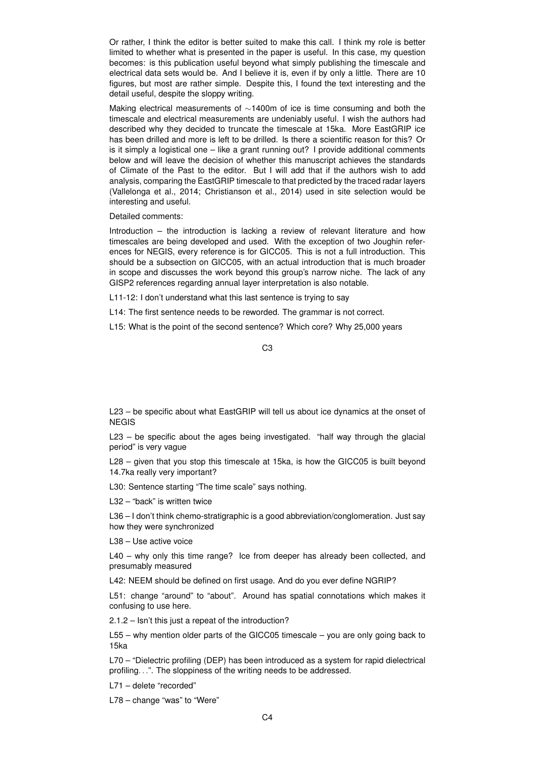Or rather, I think the editor is better suited to make this call. I think my role is better limited to whether what is presented in the paper is useful. In this case, my question becomes: is this publication useful beyond what simply publishing the timescale and electrical data sets would be. And I believe it is, even if by only a little. There are 10 figures, but most are rather simple. Despite this, I found the text interesting and the detail useful, despite the sloppy writing.

Making electrical measurements of $\sim$1400m of ice is time consuming and both the timescale and electrical measurements are undeniably useful. I wish the authors had described why they decided to truncate the timescale at 15ka. More EastGRIP ice has been drilled and more is left to be drilled. Is there a scientific reason for this? Or is it simply a logistical one – like a grant running out? I provide additional comments below and will leave the decision of whether this manuscript achieves the standards of Climate of the Past to the editor. But I will add that if the authors wish to add analysis, comparing the EastGRIP timescale to that predicted by the traced radar layers (Vallelonga et al., 2014; Christianson et al., 2014) used in site selection would be interesting and useful.

Detailed comments:

Introduction – the introduction is lacking a review of relevant literature and how timescales are being developed and used. With the exception of two Joughin references for NEGIS, every reference is for GICC05. This is not a full introduction. This should be a subsection on GICC05, with an actual introduction that is much broader in scope and discusses the work beyond this group's narrow niche. The lack of any GISP2 references regarding annual layer interpretation is also notable.

L11-12: I don't understand what this last sentence is trying to say

L14: The first sentence needs to be reworded. The grammar is not correct.

L15: What is the point of the second sentence? Which core? Why 25,000 years

L23 – be specific about what EastGRIP will tell us about ice dynamics at the onset of NEGIS

L23 – be specific about the ages being investigated. "half way through the glacial period" is very vague

L28 – given that you stop this timescale at 15ka, is how the GICC05 is built beyond 14.7ka really very important?

L30: Sentence starting "The time scale" says nothing.

L32 – "back" is written twice

L36 – I don't think chemo-stratigraphic is a good abbreviation/conglomeration. Just say how they were synchronized

L38 – Use active voice

L40 – why only this time range? Ice from deeper has already been collected, and presumably measured

L42: NEEM should be defined on first usage. And do you ever define NGRIP?

L51: change "around" to "about". Around has spatial connotations which makes it confusing to use here.

2.1.2 – Isn't this just a repeat of the introduction?

L55 – why mention older parts of the GICC05 timescale – you are only going back to 15ka

L70 – "Dielectric profiling (DEP) has been introduced as a system for rapid dielectrical profiling. . .". The sloppiness of the writing needs to be addressed.

L71 – delete "recorded"

L78 – change "was" to "Were"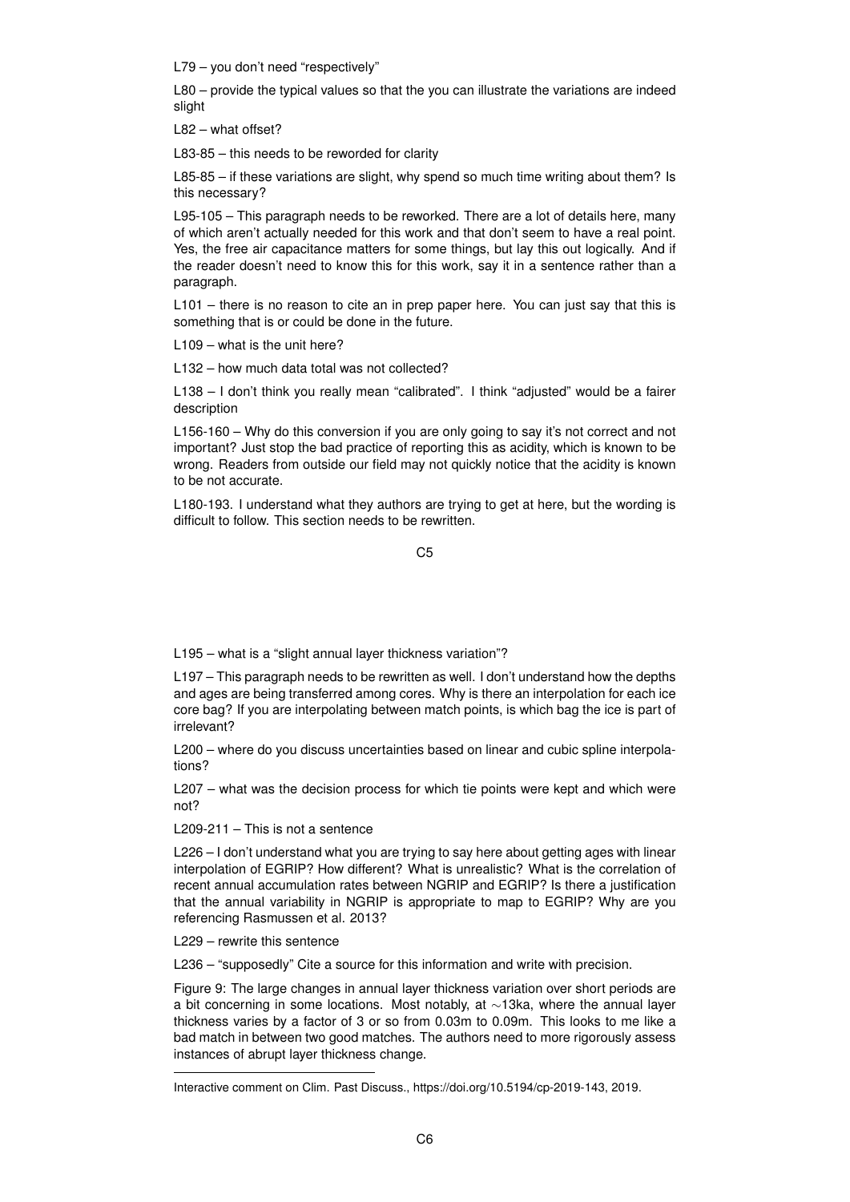L79 – you don't need "respectively"

L80 – provide the typical values so that the you can illustrate the variations are indeed slight

L82 – what offset?

L83-85 – this needs to be reworded for clarity

L85-85 – if these variations are slight, why spend so much time writing about them? Is this necessary?

L95-105 – This paragraph needs to be reworked. There are a lot of details here, many of which aren't actually needed for this work and that don't seem to have a real point. Yes, the free air capacitance matters for some things, but lay this out logically. And if the reader doesn't need to know this for this work, say it in a sentence rather than a paragraph.

L101 – there is no reason to cite an in prep paper here. You can just say that this is something that is or could be done in the future.

L109 – what is the unit here?

L132 – how much data total was not collected?

L138 – I don't think you really mean "calibrated". I think "adjusted" would be a fairer description

L156-160 – Why do this conversion if you are only going to say it's not correct and not important? Just stop the bad practice of reporting this as acidity, which is known to be wrong. Readers from outside our field may not quickly notice that the acidity is known to be not accurate.

L180-193. I understand what they authors are trying to get at here, but the wording is difficult to follow. This section needs to be rewritten.

L195 – what is a "slight annual layer thickness variation"?

L197 – This paragraph needs to be rewritten as well. I don't understand how the depths and ages are being transferred among cores. Why is there an interpolation for each ice core bag? If you are interpolating between match points, is which bag the ice is part of irrelevant?

L200 – where do you discuss uncertainties based on linear and cubic spline interpolations?

L207 – what was the decision process for which tie points were kept and which were not?

L209-211 – This is not a sentence

L226 – I don't understand what you are trying to say here about getting ages with linear interpolation of EGRIP? How different? What is unrealistic? What is the correlation of recent annual accumulation rates between NGRIP and EGRIP? Is there a justification that the annual variability in NGRIP is appropriate to map to EGRIP? Why are you referencing Rasmussen et al. 2013?

L229 – rewrite this sentence

L236 – "supposedly" Cite a source for this information and write with precision.

Figure 9: The large changes in annual layer thickness variation over short periods are a bit concerning in some locations. Most notably, at $\sim$13ka, where the annual layer thickness varies by a factor of 3 or so from 0.03m to 0.09m. This looks to me like a bad match in between two good matches. The authors need to more rigorously assess instances of abrupt layer thickness change.

---

Interactive comment on Clim. Past Discuss., https://doi.org/10.5194/cp-2019-143, 2019.